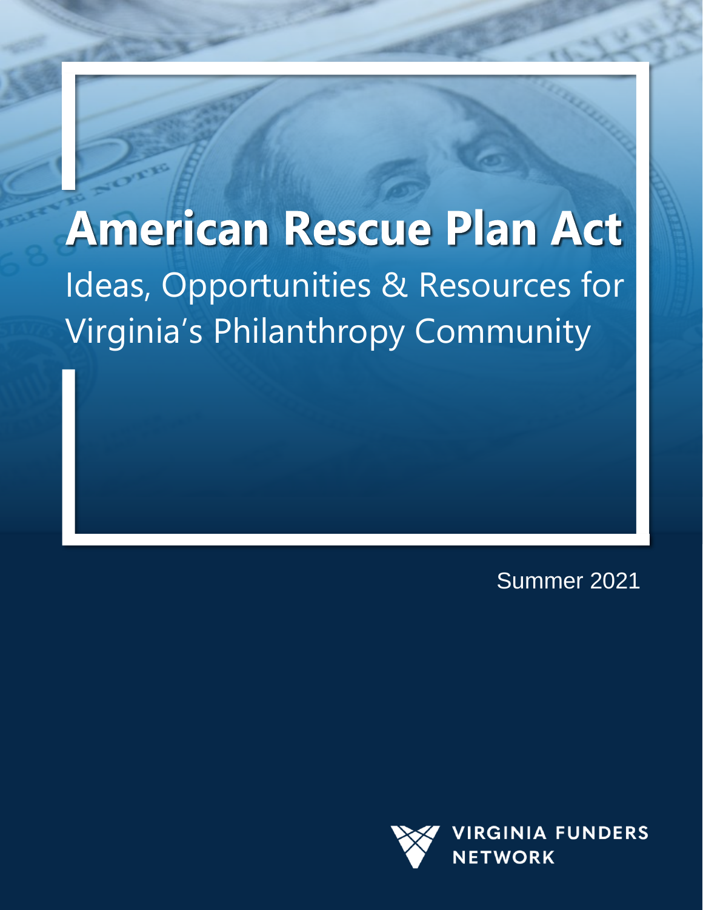# American Rescue Plan Act

## Ideas, Opportunities & Resources for Virginia's Philanthropy Community

Summer 2021

VIRGINIA FUNDERS NETWORK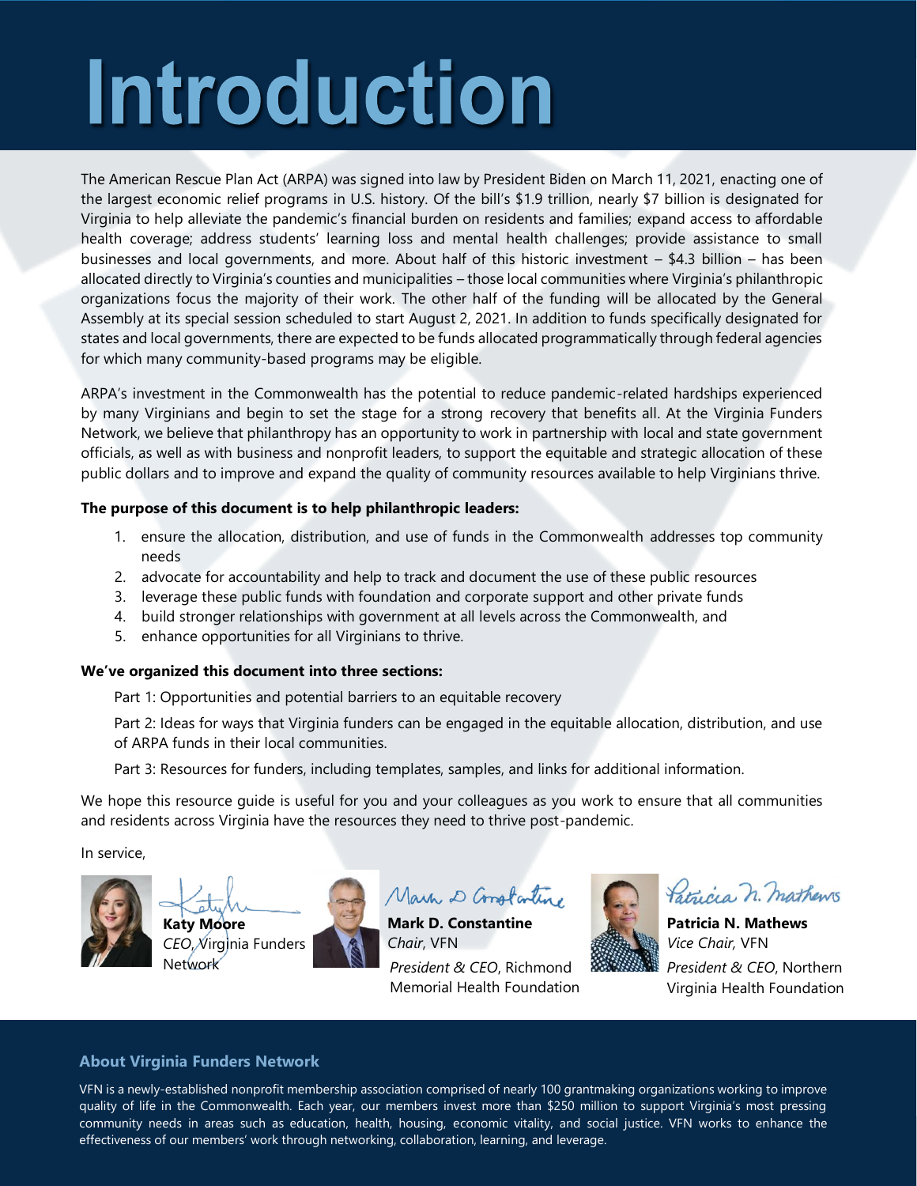# Introduction

The American Rescue Plan Act (ARPA) was signed into law by President Biden on March 11, 2021, enacting one of the largest economic relief programs in U.S. history. Of the bill's $1.9 trillion, nearly $7 billion is designated for Virginia to help alleviate the pandemic's financial burden on residents and families; expand access to affordable health coverage; address students' learning loss and mental health challenges; provide assistance to small businesses and local governments, and more. About half of this historic investment – $4.3 billion – has been allocated directly to Virginia's counties and municipalities – those local communities where Virginia's philanthropic organizations focus the majority of their work. The other half of the funding will be allocated by the General Assembly at its special session scheduled to start August 2, 2021. In addition to funds specifically designated for states and local governments, there are expected to be funds allocated programmatically through federal agencies for which many community-based programs may be eligible.

ARPA's investment in the Commonwealth has the potential to reduce pandemic-related hardships experienced by many Virginians and begin to set the stage for a strong recovery that benefits all. At the Virginia Funders Network, we believe that philanthropy has an opportunity to work in partnership with local and state government officials, as well as with business and nonprofit leaders, to support the equitable and strategic allocation of these public dollars and to improve and expand the quality of community resources available to help Virginians thrive.

**The purpose of this document is to help philanthropic leaders:**

1. ensure the allocation, distribution, and use of funds in the Commonwealth addresses top community needs
2. advocate for accountability and help to track and document the use of these public resources
3. leverage these public funds with foundation and corporate support and other private funds
4. build stronger relationships with government at all levels across the Commonwealth, and
5. enhance opportunities for all Virginians to thrive.

**We've organized this document into three sections:**

Part 1: Opportunities and potential barriers to an equitable recovery

Part 2: Ideas for ways that Virginia funders can be engaged in the equitable allocation, distribution, and use of ARPA funds in their local communities.

Part 3: Resources for funders, including templates, samples, and links for additional information.

We hope this resource guide is useful for you and your colleagues as you work to ensure that all communities and residents across Virginia have the resources they need to thrive post-pandemic.

In service,

**Katy Moore**
*CEO*, Virginia Funders Network

**Mark D. Constantine**
*Chair*, VFN
*President & CEO*, Richmond Memorial Health Foundation

**Patricia N. Mathews**
*Vice Chair,* VFN
*President & CEO*, Northern Virginia Health Foundation

## About Virginia Funders Network

VFN is a newly-established nonprofit membership association comprised of nearly 100 grantmaking organizations working to improve quality of life in the Commonwealth. Each year, our members invest more than $250 million to support Virginia's most pressing community needs in areas such as education, health, housing, economic vitality, and social justice. VFN works to enhance the effectiveness of our members' work through networking, collaboration, learning, and leverage.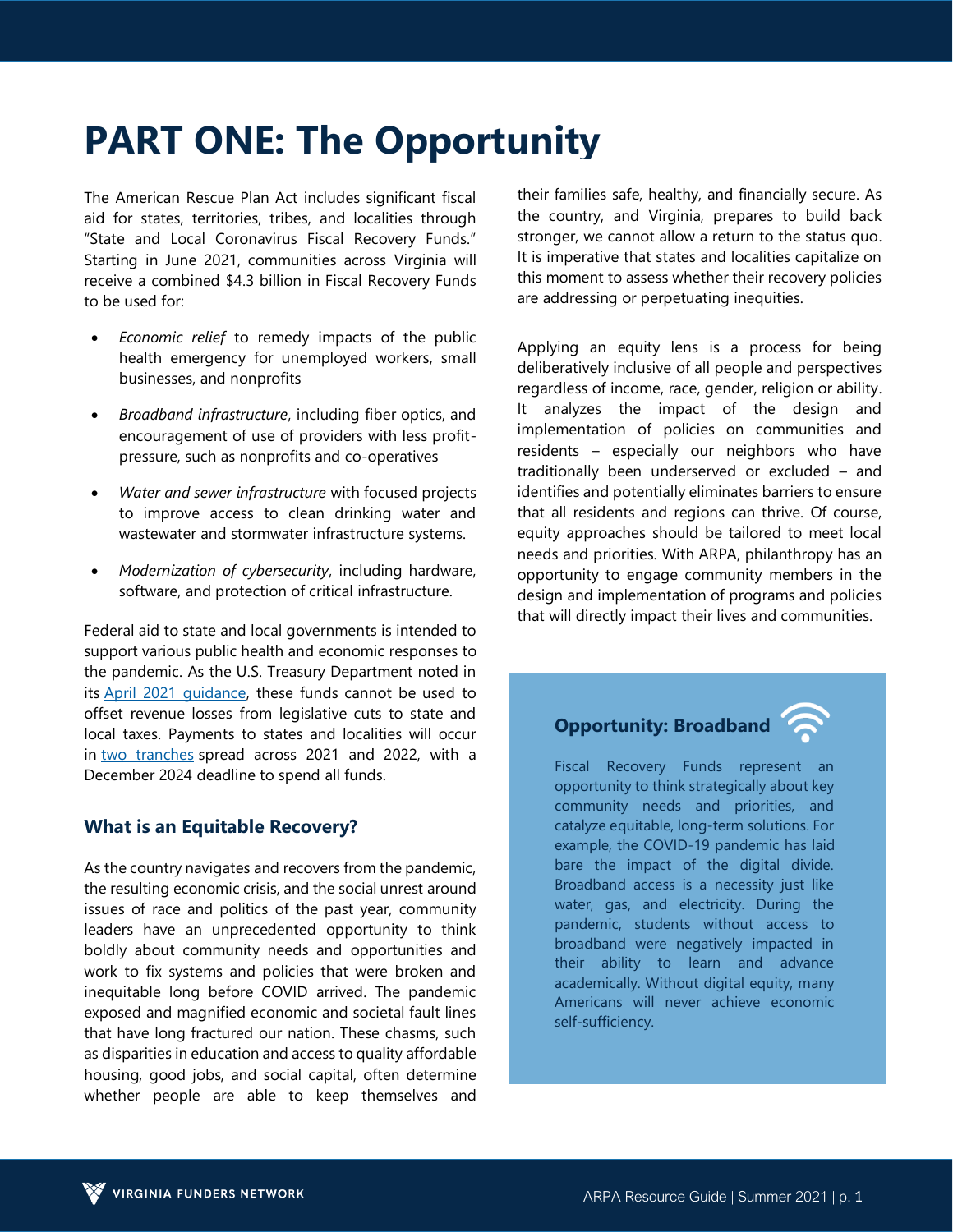# PART ONE: The Opportunity

The American Rescue Plan Act includes significant fiscal aid for states, territories, tribes, and localities through "State and Local Coronavirus Fiscal Recovery Funds." Starting in June 2021, communities across Virginia will receive a combined $4.3 billion in Fiscal Recovery Funds to be used for:

- *Economic relief* to remedy impacts of the public health emergency for unemployed workers, small businesses, and nonprofits
- *Broadband infrastructure*, including fiber optics, and encouragement of use of providers with less profit-pressure, such as nonprofits and co-operatives
- *Water and sewer infrastructure* with focused projects to improve access to clean drinking water and wastewater and stormwater infrastructure systems.
- *Modernization of cybersecurity*, including hardware, software, and protection of critical infrastructure.

Federal aid to state and local governments is intended to support various public health and economic responses to the pandemic. As the U.S. Treasury Department noted in its April 2021 guidance, these funds cannot be used to offset revenue losses from legislative cuts to state and local taxes. Payments to states and localities will occur in two tranches spread across 2021 and 2022, with a December 2024 deadline to spend all funds.

## What is an Equitable Recovery?

As the country navigates and recovers from the pandemic, the resulting economic crisis, and the social unrest around issues of race and politics of the past year, community leaders have an unprecedented opportunity to think boldly about community needs and opportunities and work to fix systems and policies that were broken and inequitable long before COVID arrived. The pandemic exposed and magnified economic and societal fault lines that have long fractured our nation. These chasms, such as disparities in education and access to quality affordable housing, good jobs, and social capital, often determine whether people are able to keep themselves and their families safe, healthy, and financially secure. As the country, and Virginia, prepares to build back stronger, we cannot allow a return to the status quo. It is imperative that states and localities capitalize on this moment to assess whether their recovery policies are addressing or perpetuating inequities.

Applying an equity lens is a process for being deliberatively inclusive of all people and perspectives regardless of income, race, gender, religion or ability. It analyzes the impact of the design and implementation of policies on communities and residents – especially our neighbors who have traditionally been underserved or excluded – and identifies and potentially eliminates barriers to ensure that all residents and regions can thrive. Of course, equity approaches should be tailored to meet local needs and priorities. With ARPA, philanthropy has an opportunity to engage community members in the design and implementation of programs and policies that will directly impact their lives and communities.

### Opportunity: Broadband

Fiscal Recovery Funds represent an opportunity to think strategically about key community needs and priorities, and catalyze equitable, long-term solutions. For example, the COVID-19 pandemic has laid bare the impact of the digital divide. Broadband access is a necessity just like water, gas, and electricity. During the pandemic, students without access to broadband were negatively impacted in their ability to learn and advance academically. Without digital equity, many Americans will never achieve economic self-sufficiency.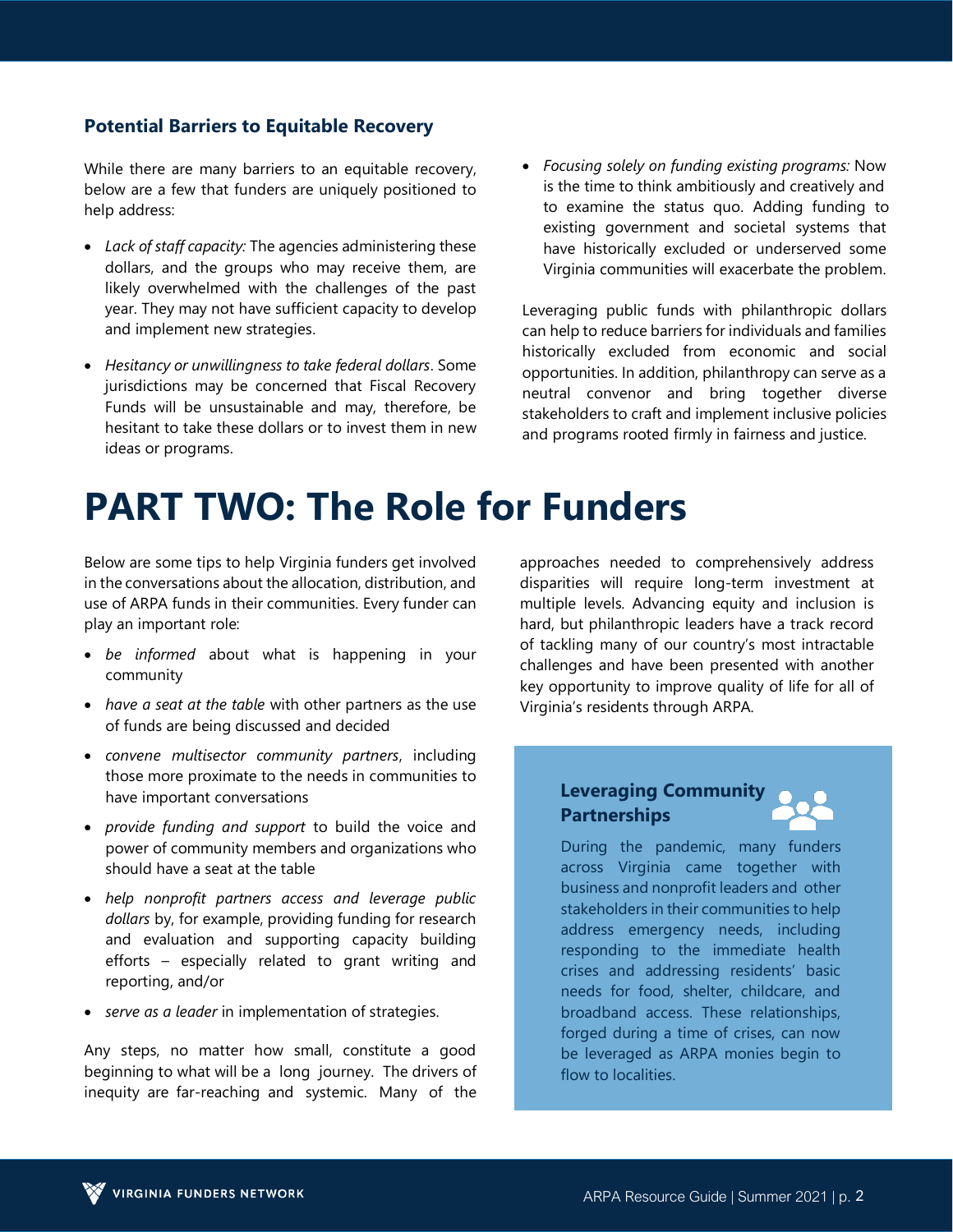### Potential Barriers to Equitable Recovery

While there are many barriers to an equitable recovery, below are a few that funders are uniquely positioned to help address:

- *Lack of staff capacity:* The agencies administering these dollars, and the groups who may receive them, are likely overwhelmed with the challenges of the past year. They may not have sufficient capacity to develop and implement new strategies.
- *Hesitancy or unwillingness to take federal dollars*. Some jurisdictions may be concerned that Fiscal Recovery Funds will be unsustainable and may, therefore, be hesitant to take these dollars or to invest them in new ideas or programs.
- *Focusing solely on funding existing programs:* Now is the time to think ambitiously and creatively and to examine the status quo. Adding funding to existing government and societal systems that have historically excluded or underserved some Virginia communities will exacerbate the problem.

Leveraging public funds with philanthropic dollars can help to reduce barriers for individuals and families historically excluded from economic and social opportunities. In addition, philanthropy can serve as a neutral convenor and bring together diverse stakeholders to craft and implement inclusive policies and programs rooted firmly in fairness and justice.

# PART TWO: The Role for Funders

Below are some tips to help Virginia funders get involved in the conversations about the allocation, distribution, and use of ARPA funds in their communities. Every funder can play an important role:

- *be informed* about what is happening in your community
- *have a seat at the table* with other partners as the use of funds are being discussed and decided
- *convene multisector community partners*, including those more proximate to the needs in communities to have important conversations
- *provide funding and support* to build the voice and power of community members and organizations who should have a seat at the table
- *help nonprofit partners access and leverage public dollars* by, for example, providing funding for research and evaluation and supporting capacity building efforts – especially related to grant writing and reporting, and/or
- *serve as a leader* in implementation of strategies.

Any steps, no matter how small, constitute a good beginning to what will be a long journey. The drivers of inequity are far-reaching and systemic. Many of the approaches needed to comprehensively address disparities will require long-term investment at multiple levels. Advancing equity and inclusion is hard, but philanthropic leaders have a track record of tackling many of our country's most intractable challenges and have been presented with another key opportunity to improve quality of life for all of Virginia's residents through ARPA.

### Leveraging Community Partnerships

During the pandemic, many funders across Virginia came together with business and nonprofit leaders and other stakeholders in their communities to help address emergency needs, including responding to the immediate health crises and addressing residents' basic needs for food, shelter, childcare, and broadband access. These relationships, forged during a time of crises, can now be leveraged as ARPA monies begin to flow to localities.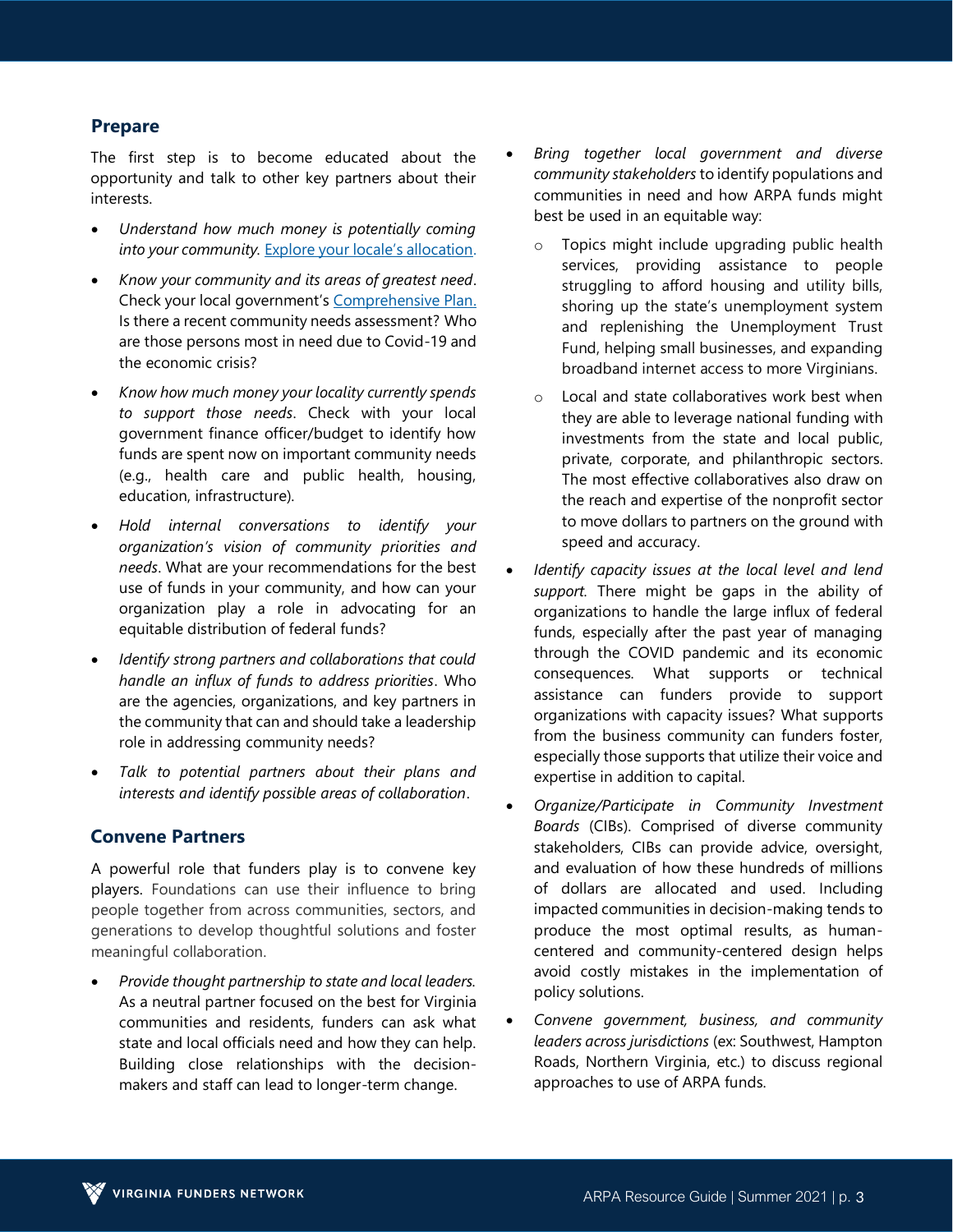## Prepare

The first step is to become educated about the opportunity and talk to other key partners about their interests.

- *Understand how much money is potentially coming into your community.* [Explore your locale's allocation](#).
- *Know your community and its areas of greatest need*. Check your local government's [Comprehensive Plan.](#) Is there a recent community needs assessment? Who are those persons most in need due to Covid-19 and the economic crisis?
- *Know how much money your locality currently spends to support those needs*. Check with your local government finance officer/budget to identify how funds are spent now on important community needs (e.g., health care and public health, housing, education, infrastructure).
- *Hold internal conversations to identify your organization's vision of community priorities and needs*. What are your recommendations for the best use of funds in your community, and how can your organization play a role in advocating for an equitable distribution of federal funds?
- *Identify strong partners and collaborations that could handle an influx of funds to address priorities*. Who are the agencies, organizations, and key partners in the community that can and should take a leadership role in addressing community needs?
- *Talk to potential partners about their plans and interests and identify possible areas of collaboration*.

## Convene Partners

A powerful role that funders play is to convene key players. Foundations can use their influence to bring people together from across communities, sectors, and generations to develop thoughtful solutions and foster meaningful collaboration.

- *Provide thought partnership to state and local leaders.* As a neutral partner focused on the best for Virginia communities and residents, funders can ask what state and local officials need and how they can help. Building close relationships with the decision-makers and staff can lead to longer-term change.
- *Bring together local government and diverse community stakeholders* to identify populations and communities in need and how ARPA funds might best be used in an equitable way:
  - Topics might include upgrading public health services, providing assistance to people struggling to afford housing and utility bills, shoring up the state's unemployment system and replenishing the Unemployment Trust Fund, helping small businesses, and expanding broadband internet access to more Virginians.
  - Local and state collaboratives work best when they are able to leverage national funding with investments from the state and local public, private, corporate, and philanthropic sectors. The most effective collaboratives also draw on the reach and expertise of the nonprofit sector to move dollars to partners on the ground with speed and accuracy.
- *Identify capacity issues at the local level and lend support.* There might be gaps in the ability of organizations to handle the large influx of federal funds, especially after the past year of managing through the COVID pandemic and its economic consequences. What supports or technical assistance can funders provide to support organizations with capacity issues? What supports from the business community can funders foster, especially those supports that utilize their voice and expertise in addition to capital.
- *Organize/Participate in Community Investment Boards* (CIBs). Comprised of diverse community stakeholders, CIBs can provide advice, oversight, and evaluation of how these hundreds of millions of dollars are allocated and used. Including impacted communities in decision-making tends to produce the most optimal results, as human-centered and community-centered design helps avoid costly mistakes in the implementation of policy solutions.
- *Convene government, business, and community leaders across jurisdictions* (ex: Southwest, Hampton Roads, Northern Virginia, etc.) to discuss regional approaches to use of ARPA funds.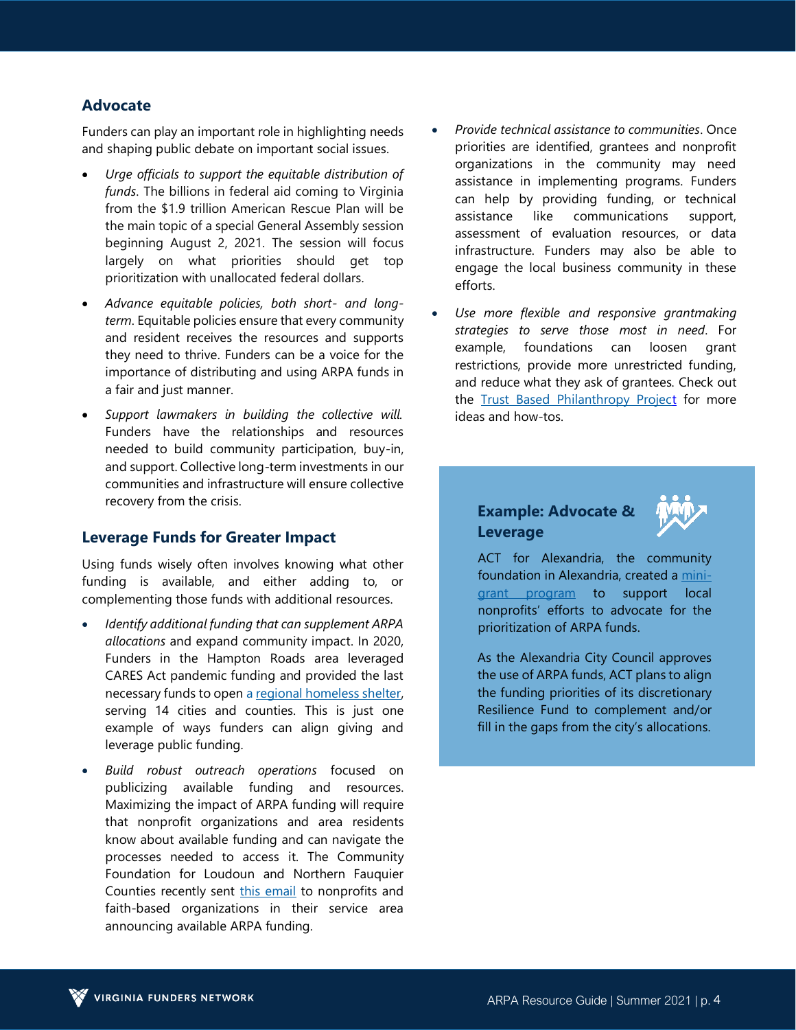## Advocate

Funders can play an important role in highlighting needs and shaping public debate on important social issues.

- *Urge officials to support the equitable distribution of funds*. The billions in federal aid coming to Virginia from the $1.9 trillion American Rescue Plan will be the main topic of a special General Assembly session beginning August 2, 2021. The session will focus largely on what priorities should get top prioritization with unallocated federal dollars.
- *Advance equitable policies, both short- and long-term*. Equitable policies ensure that every community and resident receives the resources and supports they need to thrive. Funders can be a voice for the importance of distributing and using ARPA funds in a fair and just manner.
- *Support lawmakers in building the collective will.* Funders have the relationships and resources needed to build community participation, buy-in, and support. Collective long-term investments in our communities and infrastructure will ensure collective recovery from the crisis.

## Leverage Funds for Greater Impact

Using funds wisely often involves knowing what other funding is available, and either adding to, or complementing those funds with additional resources.

- *Identify additional funding that can supplement ARPA allocations* and expand community impact. In 2020, Funders in the Hampton Roads area leveraged CARES Act pandemic funding and provided the last necessary funds to open [a regional homeless shelter](), serving 14 cities and counties. This is just one example of ways funders can align giving and leverage public funding.
- *Build robust outreach operations* focused on publicizing available funding and resources. Maximizing the impact of ARPA funding will require that nonprofit organizations and area residents know about available funding and can navigate the processes needed to access it. The Community Foundation for Loudoun and Northern Fauquier Counties recently sent [this email]() to nonprofits and faith-based organizations in their service area announcing available ARPA funding.
- *Provide technical assistance to communities*. Once priorities are identified, grantees and nonprofit organizations in the community may need assistance in implementing programs. Funders can help by providing funding, or technical assistance like communications support, assessment of evaluation resources, or data infrastructure. Funders may also be able to engage the local business community in these efforts.
- *Use more flexible and responsive grantmaking strategies to serve those most in need*. For example, foundations can loosen grant restrictions, provide more unrestricted funding, and reduce what they ask of grantees. Check out the [Trust Based Philanthropy Project]() for more ideas and how-tos.

### Example: Advocate & Leverage

ACT for Alexandria, the community foundation in Alexandria, created a [mini-grant program]() to support local nonprofits' efforts to advocate for the prioritization of ARPA funds.

As the Alexandria City Council approves the use of ARPA funds, ACT plans to align the funding priorities of its discretionary Resilience Fund to complement and/or fill in the gaps from the city's allocations.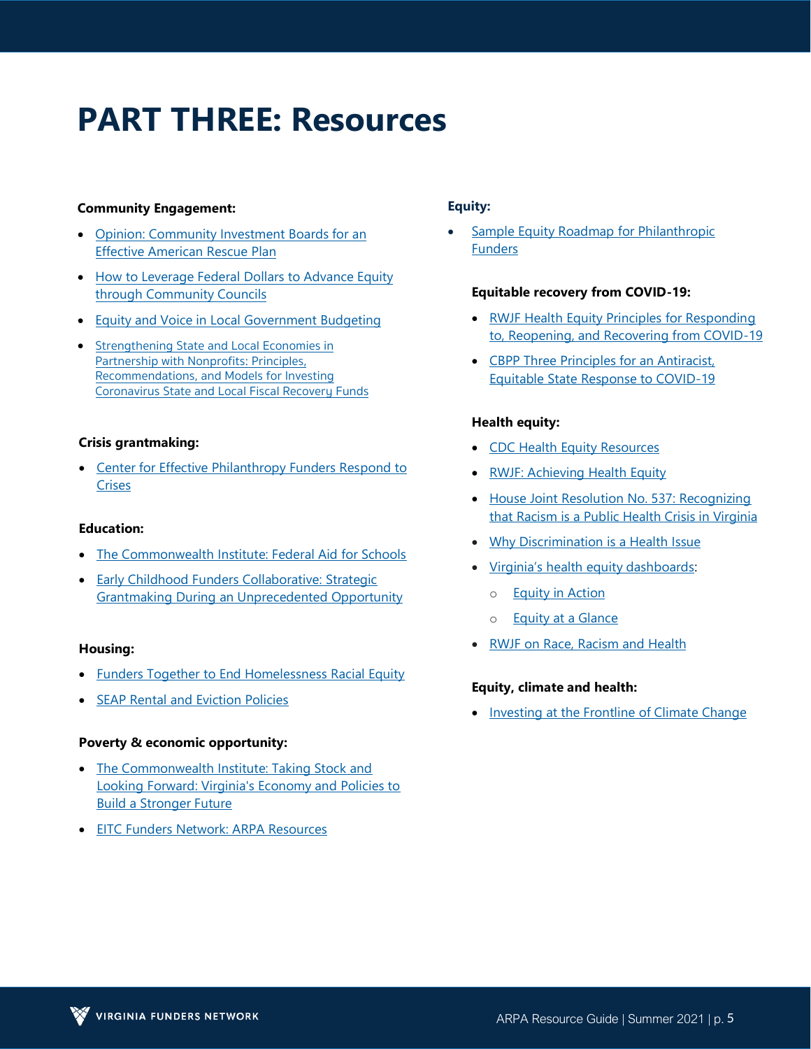# PART THREE: Resources

**Community Engagement:**

- Opinion: Community Investment Boards for an Effective American Rescue Plan
- How to Leverage Federal Dollars to Advance Equity through Community Councils
- Equity and Voice in Local Government Budgeting
- Strengthening State and Local Economies in Partnership with Nonprofits: Principles, Recommendations, and Models for Investing Coronavirus State and Local Fiscal Recovery Funds

**Crisis grantmaking:**

- Center for Effective Philanthropy Funders Respond to Crises

**Education:**

- The Commonwealth Institute: Federal Aid for Schools
- Early Childhood Funders Collaborative: Strategic Grantmaking During an Unprecedented Opportunity

**Housing:**

- Funders Together to End Homelessness Racial Equity
- SEAP Rental and Eviction Policies

**Poverty & economic opportunity:**

- The Commonwealth Institute: Taking Stock and Looking Forward: Virginia's Economy and Policies to Build a Stronger Future
- EITC Funders Network: ARPA Resources

**Equity:**

- Sample Equity Roadmap for Philanthropic Funders

**Equitable recovery from COVID-19:**

- RWJF Health Equity Principles for Responding to, Reopening, and Recovering from COVID-19
- CBPP Three Principles for an Antiracist, Equitable State Response to COVID-19

**Health equity:**

- CDC Health Equity Resources
- RWJF: Achieving Health Equity
- House Joint Resolution No. 537: Recognizing that Racism is a Public Health Crisis in Virginia
- Why Discrimination is a Health Issue
- Virginia's health equity dashboards:
  - Equity in Action
  - Equity at a Glance
- RWJF on Race, Racism and Health

**Equity, climate and health:**

- Investing at the Frontline of Climate Change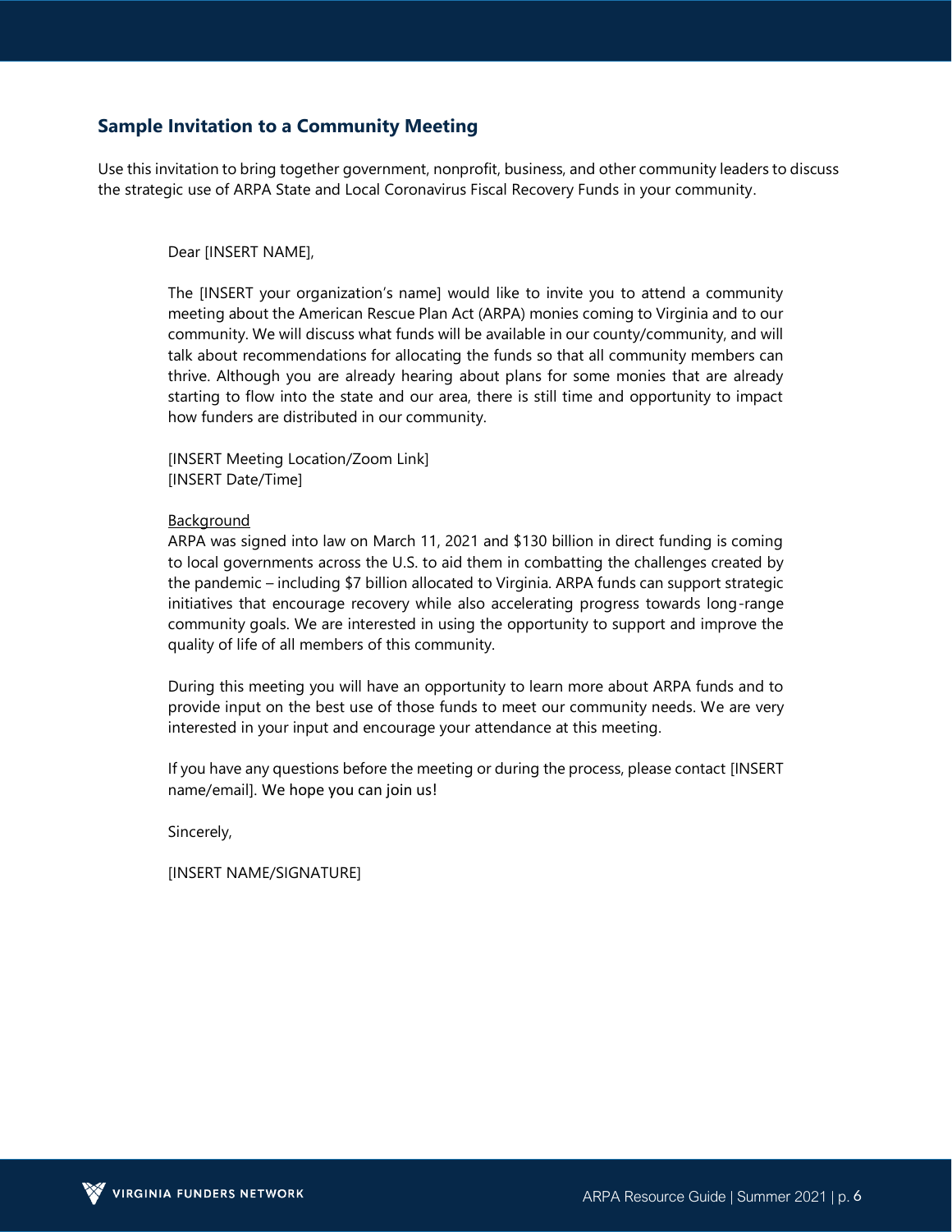## Sample Invitation to a Community Meeting

Use this invitation to bring together government, nonprofit, business, and other community leaders to discuss the strategic use of ARPA State and Local Coronavirus Fiscal Recovery Funds in your community.

Dear [INSERT NAME],

The [INSERT your organization's name] would like to invite you to attend a community meeting about the American Rescue Plan Act (ARPA) monies coming to Virginia and to our community. We will discuss what funds will be available in our county/community, and will talk about recommendations for allocating the funds so that all community members can thrive. Although you are already hearing about plans for some monies that are already starting to flow into the state and our area, there is still time and opportunity to impact how funders are distributed in our community.

[INSERT Meeting Location/Zoom Link]
[INSERT Date/Time]

Background
ARPA was signed into law on March 11, 2021 and $130 billion in direct funding is coming to local governments across the U.S. to aid them in combatting the challenges created by the pandemic – including $7 billion allocated to Virginia. ARPA funds can support strategic initiatives that encourage recovery while also accelerating progress towards long-range community goals. We are interested in using the opportunity to support and improve the quality of life of all members of this community.

During this meeting you will have an opportunity to learn more about ARPA funds and to provide input on the best use of those funds to meet our community needs. We are very interested in your input and encourage your attendance at this meeting.

If you have any questions before the meeting or during the process, please contact [INSERT name/email]. We hope you can join us!

Sincerely,

[INSERT NAME/SIGNATURE]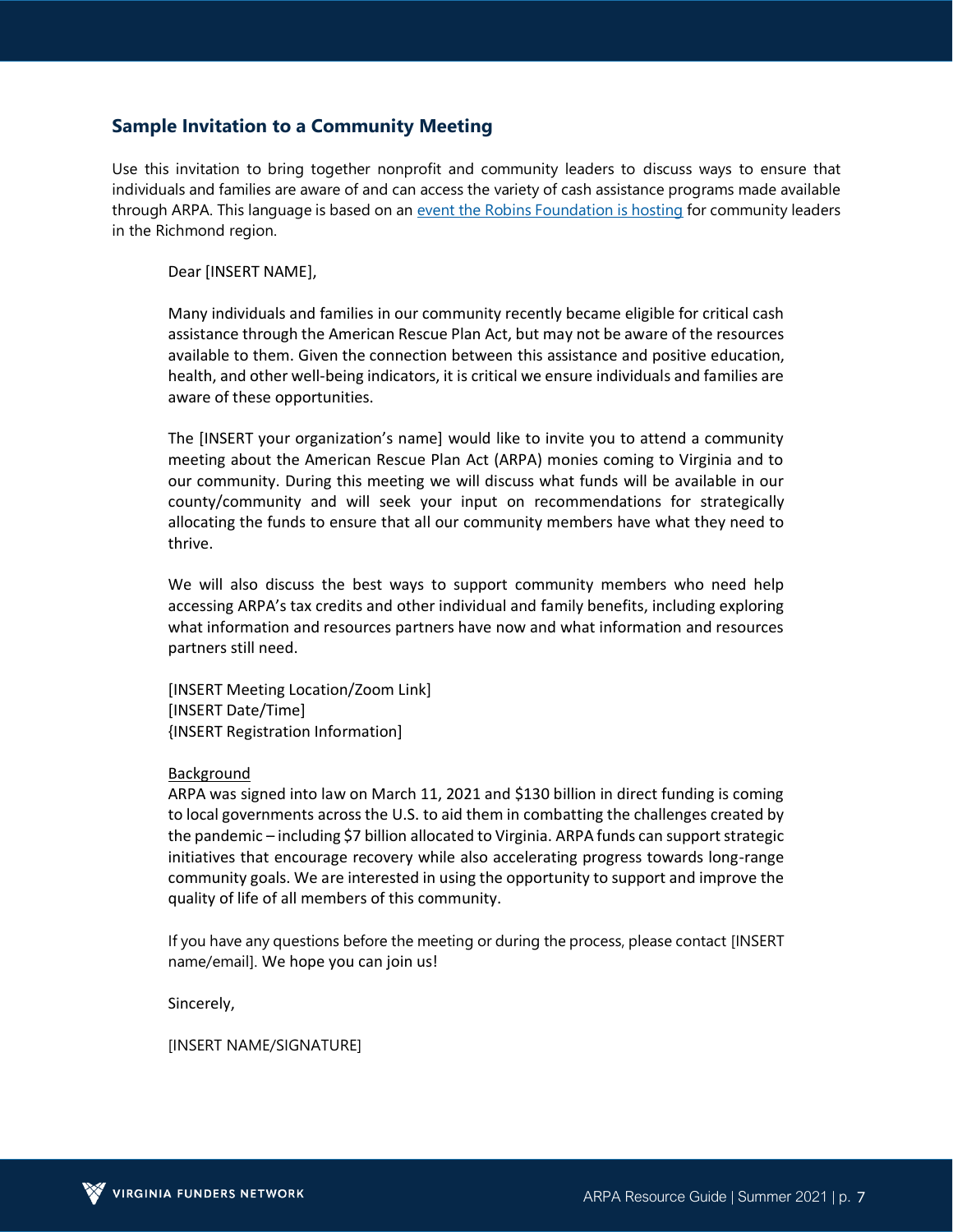## Sample Invitation to a Community Meeting

Use this invitation to bring together nonprofit and community leaders to discuss ways to ensure that individuals and families are aware of and can access the variety of cash assistance programs made available through ARPA. This language is based on an event the Robins Foundation is hosting for community leaders in the Richmond region.

Dear [INSERT NAME],

Many individuals and families in our community recently became eligible for critical cash assistance through the American Rescue Plan Act, but may not be aware of the resources available to them. Given the connection between this assistance and positive education, health, and other well-being indicators, it is critical we ensure individuals and families are aware of these opportunities.

The [INSERT your organization's name] would like to invite you to attend a community meeting about the American Rescue Plan Act (ARPA) monies coming to Virginia and to our community. During this meeting we will discuss what funds will be available in our county/community and will seek your input on recommendations for strategically allocating the funds to ensure that all our community members have what they need to thrive.

We will also discuss the best ways to support community members who need help accessing ARPA's tax credits and other individual and family benefits, including exploring what information and resources partners have now and what information and resources partners still need.

[INSERT Meeting Location/Zoom Link]
[INSERT Date/Time]
{INSERT Registration Information]

Background

ARPA was signed into law on March 11, 2021 and $130 billion in direct funding is coming to local governments across the U.S. to aid them in combatting the challenges created by the pandemic – including $7 billion allocated to Virginia. ARPA funds can support strategic initiatives that encourage recovery while also accelerating progress towards long-range community goals. We are interested in using the opportunity to support and improve the quality of life of all members of this community.

If you have any questions before the meeting or during the process, please contact [INSERT name/email]. We hope you can join us!

Sincerely,

[INSERT NAME/SIGNATURE]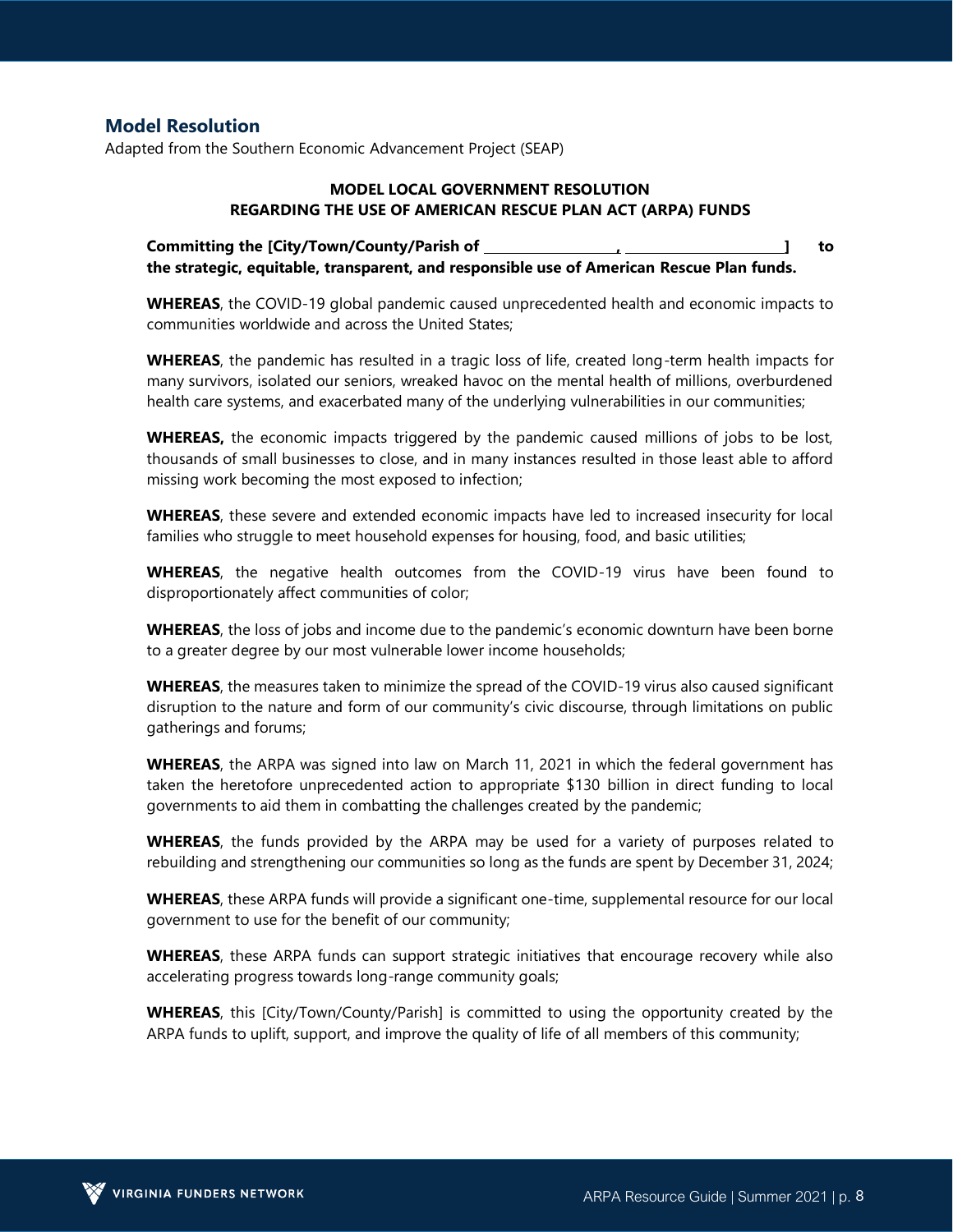## Model Resolution

Adapted from the Southern Economic Advancement Project (SEAP)

**MODEL LOCAL GOVERNMENT RESOLUTION**
**REGARDING THE USE OF AMERICAN RESCUE PLAN ACT (ARPA) FUNDS**

**Committing the [City/Town/County/Parish of \_\_\_\_\_\_\_\_\_\_\_\_\_\_\_\_\_\_, \_\_\_\_\_\_\_\_\_\_\_\_\_\_\_\_\_\_\_\_\_] to the strategic, equitable, transparent, and responsible use of American Rescue Plan funds.**

**WHEREAS**, the COVID-19 global pandemic caused unprecedented health and economic impacts to communities worldwide and across the United States;

**WHEREAS**, the pandemic has resulted in a tragic loss of life, created long-term health impacts for many survivors, isolated our seniors, wreaked havoc on the mental health of millions, overburdened health care systems, and exacerbated many of the underlying vulnerabilities in our communities;

**WHEREAS,** the economic impacts triggered by the pandemic caused millions of jobs to be lost, thousands of small businesses to close, and in many instances resulted in those least able to afford missing work becoming the most exposed to infection;

**WHEREAS**, these severe and extended economic impacts have led to increased insecurity for local families who struggle to meet household expenses for housing, food, and basic utilities;

**WHEREAS**, the negative health outcomes from the COVID-19 virus have been found to disproportionately affect communities of color;

**WHEREAS**, the loss of jobs and income due to the pandemic's economic downturn have been borne to a greater degree by our most vulnerable lower income households;

**WHEREAS**, the measures taken to minimize the spread of the COVID-19 virus also caused significant disruption to the nature and form of our community's civic discourse, through limitations on public gatherings and forums;

**WHEREAS**, the ARPA was signed into law on March 11, 2021 in which the federal government has taken the heretofore unprecedented action to appropriate $130 billion in direct funding to local governments to aid them in combatting the challenges created by the pandemic;

**WHEREAS**, the funds provided by the ARPA may be used for a variety of purposes related to rebuilding and strengthening our communities so long as the funds are spent by December 31, 2024;

**WHEREAS**, these ARPA funds will provide a significant one-time, supplemental resource for our local government to use for the benefit of our community;

**WHEREAS**, these ARPA funds can support strategic initiatives that encourage recovery while also accelerating progress towards long-range community goals;

**WHEREAS**, this [City/Town/County/Parish] is committed to using the opportunity created by the ARPA funds to uplift, support, and improve the quality of life of all members of this community;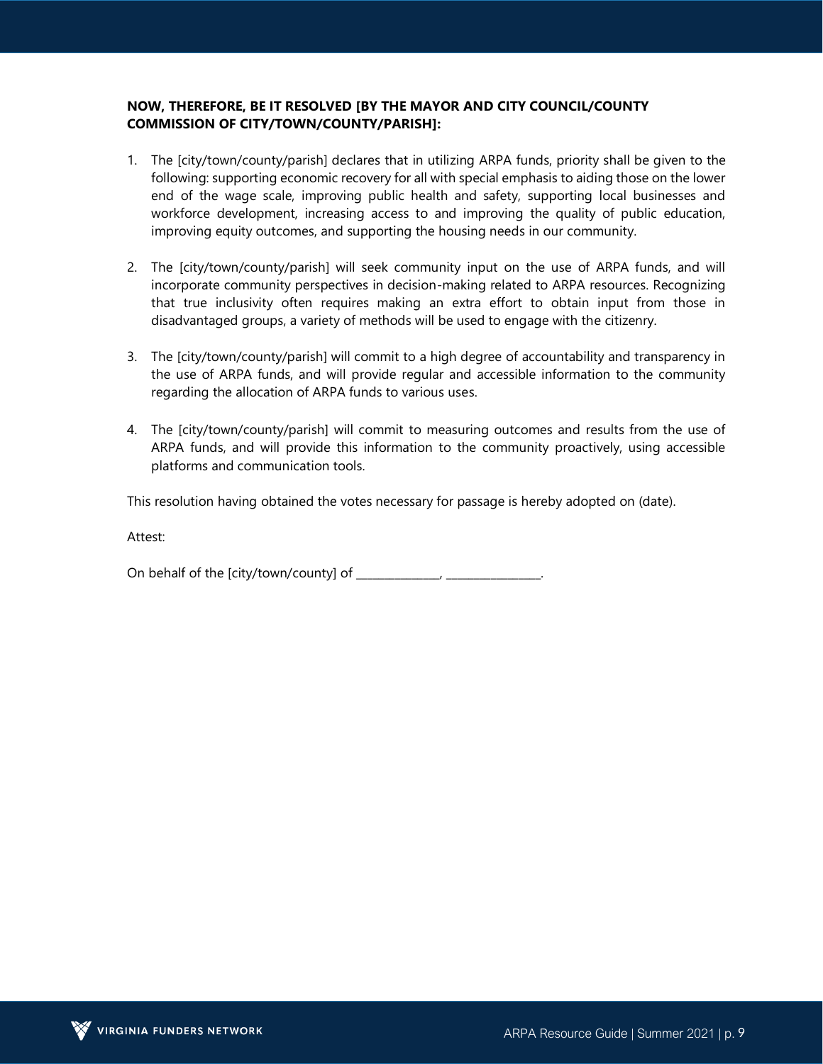**NOW, THEREFORE, BE IT RESOLVED [BY THE MAYOR AND CITY COUNCIL/COUNTY COMMISSION OF CITY/TOWN/COUNTY/PARISH]:**

1. The [city/town/county/parish] declares that in utilizing ARPA funds, priority shall be given to the following: supporting economic recovery for all with special emphasis to aiding those on the lower end of the wage scale, improving public health and safety, supporting local businesses and workforce development, increasing access to and improving the quality of public education, improving equity outcomes, and supporting the housing needs in our community.

2. The [city/town/county/parish] will seek community input on the use of ARPA funds, and will incorporate community perspectives in decision-making related to ARPA resources. Recognizing that true inclusivity often requires making an extra effort to obtain input from those in disadvantaged groups, a variety of methods will be used to engage with the citizenry.

3. The [city/town/county/parish] will commit to a high degree of accountability and transparency in the use of ARPA funds, and will provide regular and accessible information to the community regarding the allocation of ARPA funds to various uses.

4. The [city/town/county/parish] will commit to measuring outcomes and results from the use of ARPA funds, and will provide this information to the community proactively, using accessible platforms and communication tools.

This resolution having obtained the votes necessary for passage is hereby adopted on (date).

Attest:

On behalf of the [city/town/county] of _______________, _________________.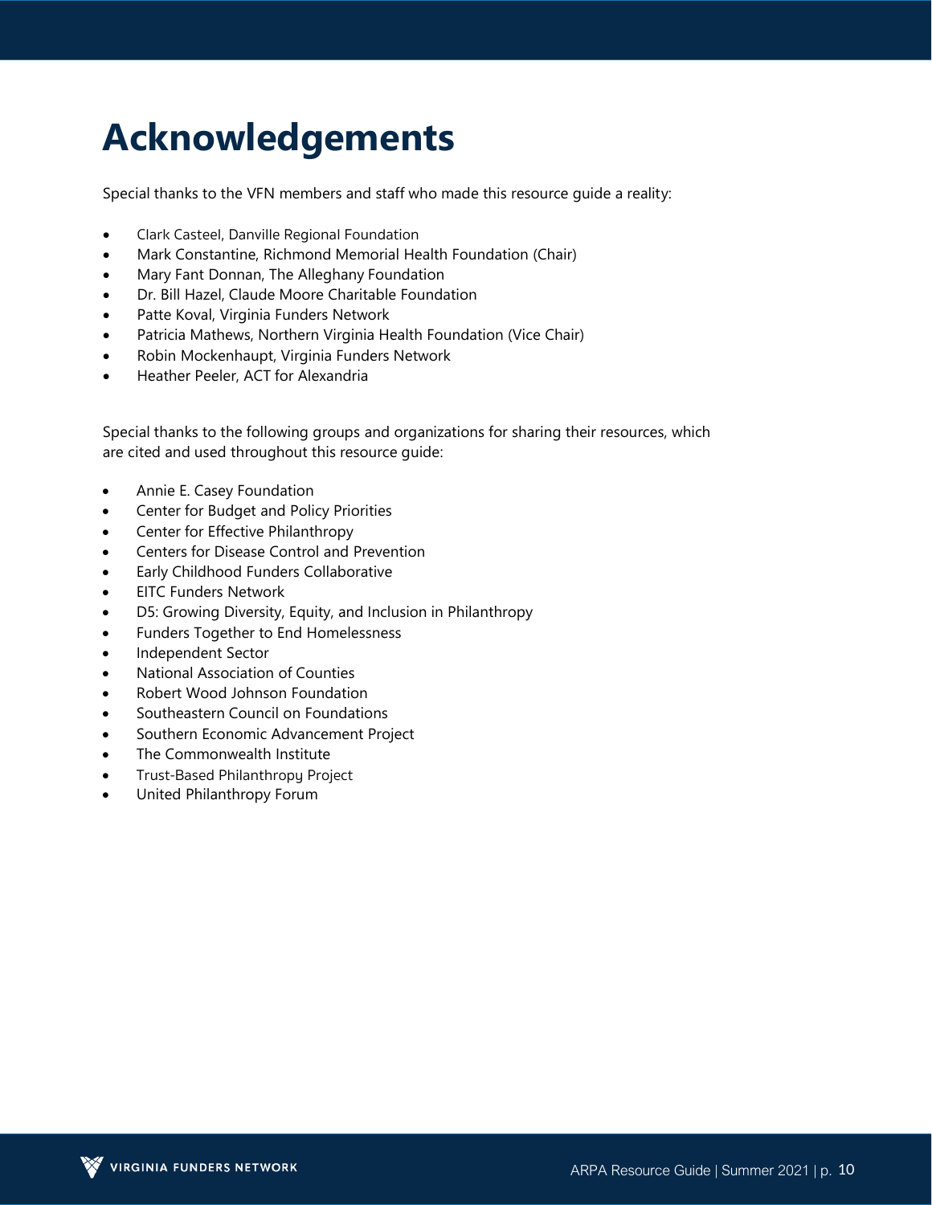# Acknowledgements

Special thanks to the VFN members and staff who made this resource guide a reality:

- Clark Casteel, Danville Regional Foundation
- Mark Constantine, Richmond Memorial Health Foundation (Chair)
- Mary Fant Donnan, The Alleghany Foundation
- Dr. Bill Hazel, Claude Moore Charitable Foundation
- Patte Koval, Virginia Funders Network
- Patricia Mathews, Northern Virginia Health Foundation (Vice Chair)
- Robin Mockenhaupt, Virginia Funders Network
- Heather Peeler, ACT for Alexandria

Special thanks to the following groups and organizations for sharing their resources, which are cited and used throughout this resource guide:

- Annie E. Casey Foundation
- Center for Budget and Policy Priorities
- Center for Effective Philanthropy
- Centers for Disease Control and Prevention
- Early Childhood Funders Collaborative
- EITC Funders Network
- D5: Growing Diversity, Equity, and Inclusion in Philanthropy
- Funders Together to End Homelessness
- Independent Sector
- National Association of Counties
- Robert Wood Johnson Foundation
- Southeastern Council on Foundations
- Southern Economic Advancement Project
- The Commonwealth Institute
- Trust-Based Philanthropy Project
- United Philanthropy Forum